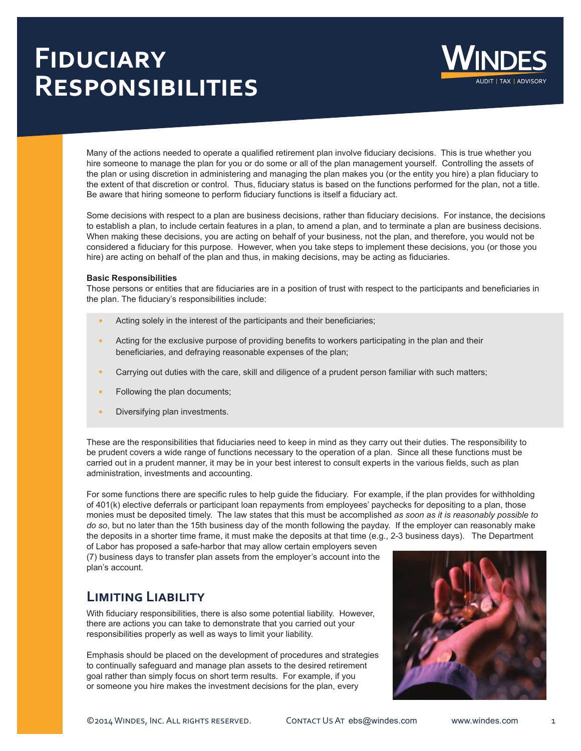# Fiduciary Responsibilities

Many of the actions needed to operate a qualified retirement plan involve fiduciary decisions. This is true whether you hire someone to manage the plan for you or do some or all of the plan management yourself. Controlling the assets of the plan or using discretion in administering and managing the plan makes you (or the entity you hire) a plan fiduciary to the extent of that discretion or control. Thus, fiduciary status is based on the functions performed for the plan, not a title. Be aware that hiring someone to perform fiduciary functions is itself a fiduciary act.

Some decisions with respect to a plan are business decisions, rather than fiduciary decisions. For instance, the decisions to establish a plan, to include certain features in a plan, to amend a plan, and to terminate a plan are business decisions. When making these decisions, you are acting on behalf of your business, not the plan, and therefore, you would not be considered a fiduciary for this purpose. However, when you take steps to implement these decisions, you (or those you hire) are acting on behalf of the plan and thus, in making decisions, may be acting as fiduciaries.

**Basic Responsibilities**

Those persons or entities that are fiduciaries are in a position of trust with respect to the participants and beneficiaries in the plan. The fiduciary's responsibilities include:

- Acting solely in the interest of the participants and their beneficiaries;
- Acting for the exclusive purpose of providing benefits to workers participating in the plan and their beneficiaries, and defraying reasonable expenses of the plan;
- Carrying out duties with the care, skill and diligence of a prudent person familiar with such matters;
- Following the plan documents;
- Diversifying plan investments.

These are the responsibilities that fiduciaries need to keep in mind as they carry out their duties. The responsibility to be prudent covers a wide range of functions necessary to the operation of a plan. Since all these functions must be carried out in a prudent manner, it may be in your best interest to consult experts in the various fields, such as plan administration, investments and accounting.

For some functions there are specific rules to help guide the fiduciary. For example, if the plan provides for withholding of 401(k) elective deferrals or participant loan repayments from employees' paychecks for depositing to a plan, those monies must be deposited timely. The law states that this must be accomplished *as soon as it is reasonably possible to do so*, but no later than the 15th business day of the month following the payday. If the employer can reasonably make the deposits in a shorter time frame, it must make the deposits at that time (e.g., 2-3 business days). The Department of Labor has proposed a safe-harbor that may allow certain employers seven (7) business days to transfer plan assets from the employer's account into the plan's account.

## Limiting Liability

With fiduciary responsibilities, there is also some potential liability. However, there are actions you can take to demonstrate that you carried out your responsibilities properly as well as ways to limit your liability.

Emphasis should be placed on the development of procedures and strategies to continually safeguard and manage plan assets to the desired retirement goal rather than simply focus on short term results. For example, if you or someone you hire makes the investment decisions for the plan, every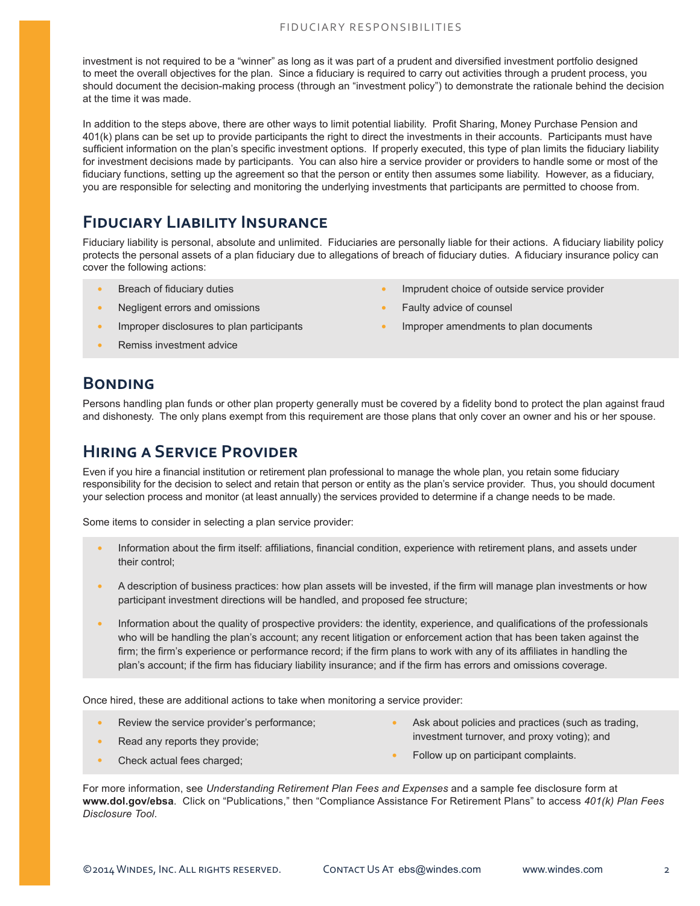investment is not required to be a "winner" as long as it was part of a prudent and diversified investment portfolio designed to meet the overall objectives for the plan. Since a fiduciary is required to carry out activities through a prudent process, you should document the decision-making process (through an "investment policy") to demonstrate the rationale behind the decision at the time it was made.

In addition to the steps above, there are other ways to limit potential liability. Profit Sharing, Money Purchase Pension and 401(k) plans can be set up to provide participants the right to direct the investments in their accounts. Participants must have sufficient information on the plan's specific investment options. If properly executed, this type of plan limits the fiduciary liability for investment decisions made by participants. You can also hire a service provider or providers to handle some or most of the fiduciary functions, setting up the agreement so that the person or entity then assumes some liability. However, as a fiduciary, you are responsible for selecting and monitoring the underlying investments that participants are permitted to choose from.

## Fiduciary Liability Insurance

Fiduciary liability is personal, absolute and unlimited. Fiduciaries are personally liable for their actions. A fiduciary liability policy protects the personal assets of a plan fiduciary due to allegations of breach of fiduciary duties. A fiduciary insurance policy can cover the following actions:

- Breach of fiduciary duties
- Negligent errors and omissions
- Improper disclosures to plan participants
- Remiss investment advice
- Imprudent choice of outside service provider
- Faulty advice of counsel
- Improper amendments to plan documents

## Bonding

Persons handling plan funds or other plan property generally must be covered by a fidelity bond to protect the plan against fraud and dishonesty. The only plans exempt from this requirement are those plans that only cover an owner and his or her spouse.

## Hiring a Service Provider

Even if you hire a financial institution or retirement plan professional to manage the whole plan, you retain some fiduciary responsibility for the decision to select and retain that person or entity as the plan's service provider. Thus, you should document your selection process and monitor (at least annually) the services provided to determine if a change needs to be made.

Some items to consider in selecting a plan service provider:

- Information about the firm itself: affiliations, financial condition, experience with retirement plans, and assets under their control;
- A description of business practices: how plan assets will be invested, if the firm will manage plan investments or how participant investment directions will be handled, and proposed fee structure;
- Information about the quality of prospective providers: the identity, experience, and qualifications of the professionals who will be handling the plan's account; any recent litigation or enforcement action that has been taken against the firm; the firm's experience or performance record; if the firm plans to work with any of its affiliates in handling the plan's account; if the firm has fiduciary liability insurance; and if the firm has errors and omissions coverage.

Once hired, these are additional actions to take when monitoring a service provider:

- Review the service provider's performance;
- Read any reports they provide;
- Check actual fees charged;
- Ask about policies and practices (such as trading, investment turnover, and proxy voting); and
- Follow up on participant complaints.

For more information, see *Understanding Retirement Plan Fees and Expenses* and a sample fee disclosure form at **www.dol.gov/ebsa**. Click on "Publications," then "Compliance Assistance For Retirement Plans" to access *401(k) Plan Fees Disclosure Tool*.

©2014 Windes, Inc. All rights reserved. Contact Us At ebs@windes.com www.windes.com